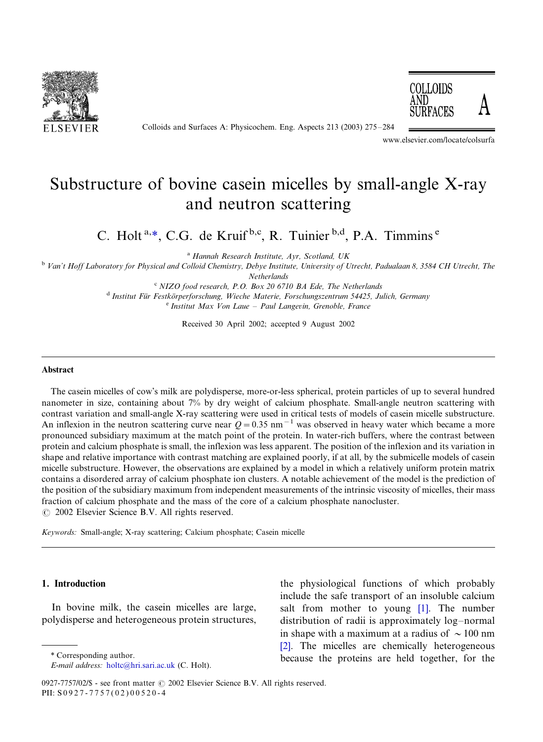# Substructure of bovine casein micelles by small-angle X-ray and neutron scattering

C. Holt [a,*], C.G. de Kruif [b,c], R. Tuinier [b,d], P.A. Timmins [e]

[a] *Hannah Research Institute, Ayr, Scotland, UK*

[b] *Van't Hoff Laboratory for Physical and Colloid Chemistry, Debye Institute, University of Utrecht, Padualaan 8, 3584 CH Utrecht, The Netherlands*

[c] *NIZO food research, P.O. Box 20 6710 BA Ede, The Netherlands*

[d] *Institut Für Festkörperforschung, Wieche Materie, Forschungszentrum 54425, Julich, Germany*

[e] *Institut Max Von Laue – Paul Langevin, Grenoble, France*

Received 30 April 2002; accepted 9 August 2002

## Abstract

The casein micelles of cow's milk are polydisperse, more-or-less spherical, protein particles of up to several hundred nanometer in size, containing about 7% by dry weight of calcium phosphate. Small-angle neutron scattering with contrast variation and small-angle X-ray scattering were used in critical tests of models of casein micelle substructure. An inflexion in the neutron scattering curve near $Q = 0.35$ nm$^{-1}$ was observed in heavy water which became a more pronounced subsidiary maximum at the match point of the protein. In water-rich buffers, where the contrast between protein and calcium phosphate is small, the inflexion was less apparent. The position of the inflexion and its variation in shape and relative importance with contrast matching are explained poorly, if at all, by the submicelle models of casein micelle substructure. However, the observations are explained by a model in which a relatively uniform protein matrix contains a disordered array of calcium phosphate ion clusters. A notable achievement of the model is the prediction of the position of the subsidiary maximum from independent measurements of the intrinsic viscosity of micelles, their mass fraction of calcium phosphate and the mass of the core of a calcium phosphate nanocluster.

© 2002 Elsevier Science B.V. All rights reserved.

*Keywords:* Small-angle; X-ray scattering; Calcium phosphate; Casein micelle

## 1. Introduction

In bovine milk, the casein micelles are large, polydisperse and heterogeneous protein structures, the physiological functions of which probably include the safe transport of an insoluble calcium salt from mother to young [1]. The number distribution of radii is approximately log–normal in shape with a maximum at a radius of $\sim 100$ nm [2]. The micelles are chemically heterogeneous because the proteins are held together, for the

---

* Corresponding author.

*E-mail address:* holtc@hri.sari.ac.uk (C. Holt).

0927-7757/02/$ - see front matter © 2002 Elsevier Science B.V. All rights reserved.
PII: S0927-7757(02)00520-4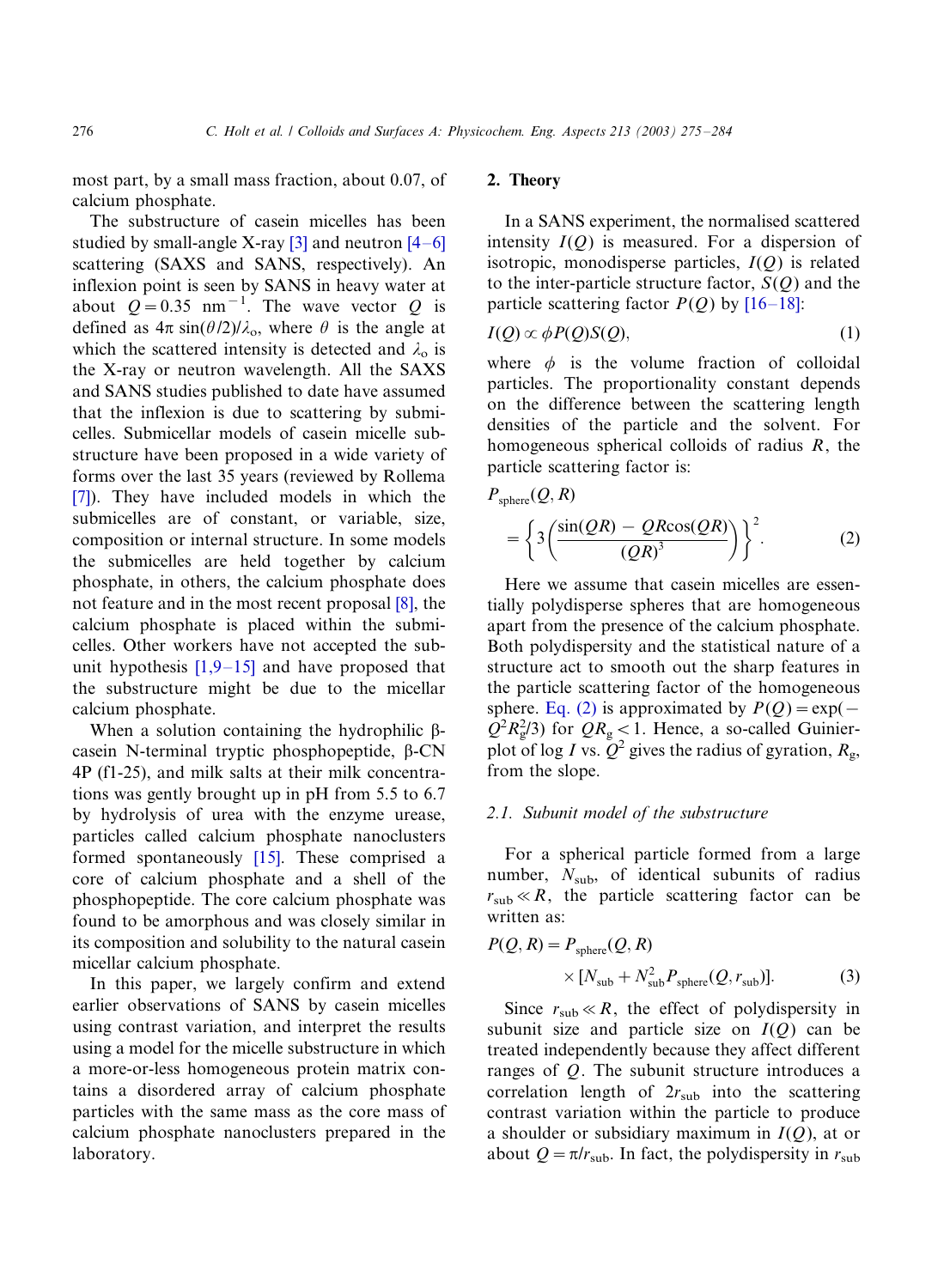most part, by a small mass fraction, about 0.07, of calcium phosphate.

The substructure of casein micelles has been studied by small-angle X-ray [3] and neutron [4–6] scattering (SAXS and SANS, respectively). An inflexion point is seen by SANS in heavy water at about $Q = 0.35$ nm$^{-1}$. The wave vector $Q$ is defined as $4\pi \sin(\theta/2)/\lambda_o$, where $\theta$ is the angle at which the scattered intensity is detected and $\lambda_o$ is the X-ray or neutron wavelength. All the SAXS and SANS studies published to date have assumed that the inflexion is due to scattering by submicelles. Submicellar models of casein micelle substructure have been proposed in a wide variety of forms over the last 35 years (reviewed by Rollema [7]). They have included models in which the submicelles are of constant, or variable, size, composition or internal structure. In some models the submicelles are held together by calcium phosphate, in others, the calcium phosphate does not feature and in the most recent proposal [8], the calcium phosphate is placed within the submicelles. Other workers have not accepted the subunit hypothesis [1,9–15] and have proposed that the substructure might be due to the micellar calcium phosphate.

When a solution containing the hydrophilic β-casein N-terminal tryptic phosphopeptide, β-CN 4P (f1-25), and milk salts at their milk concentrations was gently brought up in pH from 5.5 to 6.7 by hydrolysis of urea with the enzyme urease, particles called calcium phosphate nanoclusters formed spontaneously [15]. These comprised a core of calcium phosphate and a shell of the phosphopeptide. The core calcium phosphate was found to be amorphous and was closely similar in its composition and solubility to the natural casein micellar calcium phosphate.

In this paper, we largely confirm and extend earlier observations of SANS by casein micelles using contrast variation, and interpret the results using a model for the micelle substructure in which a more-or-less homogeneous protein matrix contains a disordered array of calcium phosphate particles with the same mass as the core mass of calcium phosphate nanoclusters prepared in the laboratory.

## 2. Theory

In a SANS experiment, the normalised scattered intensity $I(Q)$ is measured. For a dispersion of isotropic, monodisperse particles, $I(Q)$ is related to the inter-particle structure factor, $S(Q)$ and the particle scattering factor $P(Q)$ by [16–18]:

$$I(Q) \propto \phi P(Q) S(Q), \tag{1}$$

where $\phi$ is the volume fraction of colloidal particles. The proportionality constant depends on the difference between the scattering length densities of the particle and the solvent. For homogeneous spherical colloids of radius $R$, the particle scattering factor is:

$$P_{\mathrm{sphere}}(Q, R) = \left\{ 3\left(\frac{\sin(QR) - QR\cos(QR)}{(QR)^3}\right)\right\}^2. \tag{2}$$

Here we assume that casein micelles are essentially polydisperse spheres that are homogeneous apart from the presence of the calcium phosphate. Both polydispersity and the statistical nature of a structure act to smooth out the sharp features in the particle scattering factor of the homogeneous sphere. Eq. (2) is approximated by $P(Q) = \exp(-Q^2R_g^2/3)$ for $QR_g < 1$. Hence, a so-called Guinier-plot of log $I$ vs. $Q^2$ gives the radius of gyration, $R_g$, from the slope.

### 2.1. Subunit model of the substructure

For a spherical particle formed from a large number, $N_{\mathrm{sub}}$, of identical subunits of radius $r_{\mathrm{sub}} \ll R$, the particle scattering factor can be written as:

$$P(Q, R) = P_{\mathrm{sphere}}(Q, R) \times [N_{\mathrm{sub}} + N_{\mathrm{sub}}^2 P_{\mathrm{sphere}}(Q, r_{\mathrm{sub}})]. \tag{3}$$

Since $r_{\mathrm{sub}} \ll R$, the effect of polydispersity in subunit size and particle size on $I(Q)$ can be treated independently because they affect different ranges of $Q$. The subunit structure introduces a correlation length of $2r_{\mathrm{sub}}$ into the scattering contrast variation within the particle to produce a shoulder or subsidiary maximum in $I(Q)$, at or about $Q = \pi/r_{\mathrm{sub}}$. In fact, the polydispersity in $r_{\mathrm{sub}}$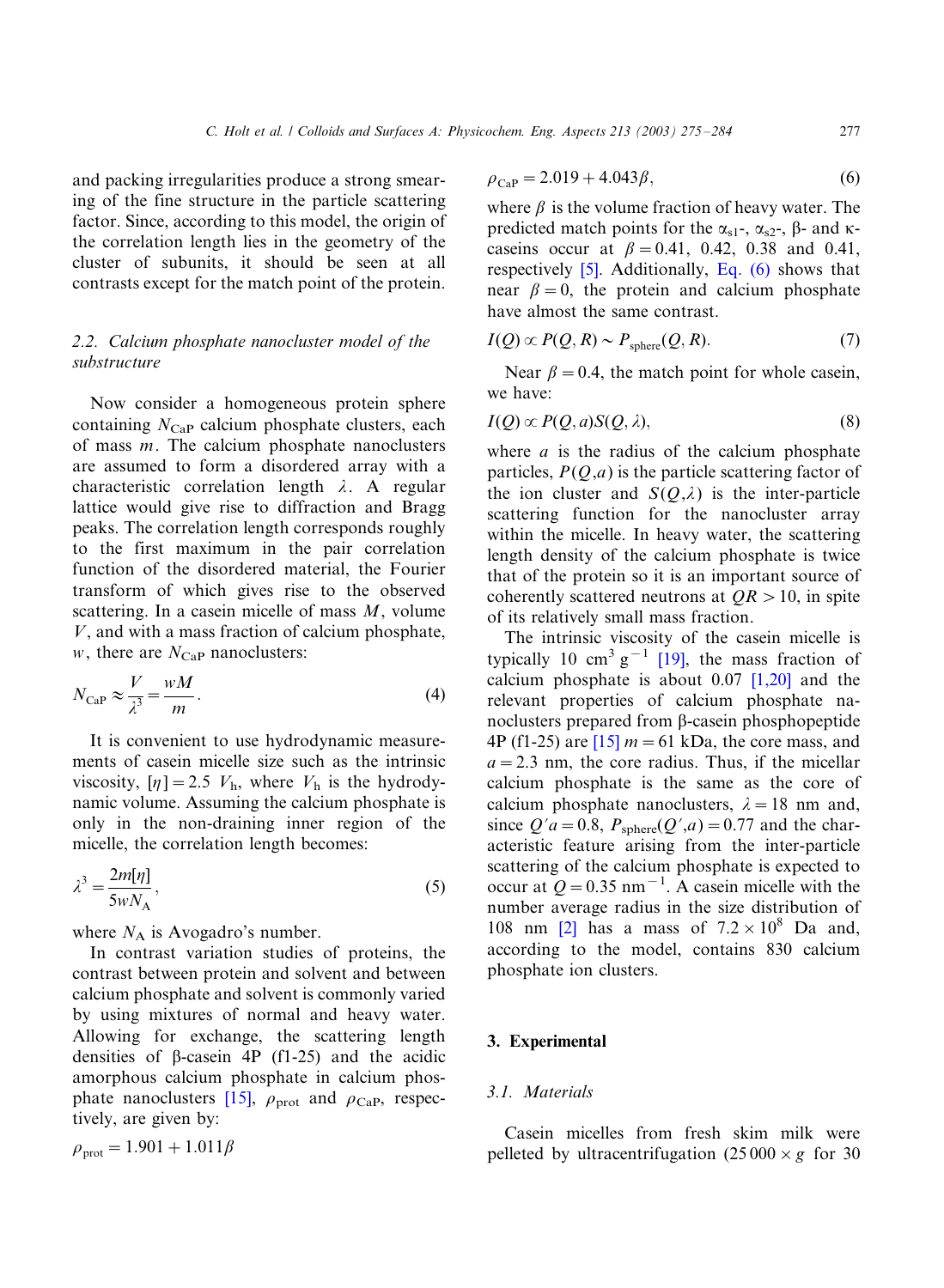and packing irregularities produce a strong smearing of the fine structure in the particle scattering factor. Since, according to this model, the origin of the correlation length lies in the geometry of the cluster of subunits, it should be seen at all contrasts except for the match point of the protein.

### 2.2. Calcium phosphate nanocluster model of the substructure

Now consider a homogeneous protein sphere containing $N_{CaP}$ calcium phosphate clusters, each of mass $m$. The calcium phosphate nanoclusters are assumed to form a disordered array with a characteristic correlation length $\lambda$. A regular lattice would give rise to diffraction and Bragg peaks. The correlation length corresponds roughly to the first maximum in the pair correlation function of the disordered material, the Fourier transform of which gives rise to the observed scattering. In a casein micelle of mass $M$, volume $V$, and with a mass fraction of calcium phosphate, $w$, there are $N_{CaP}$ nanoclusters:

$$N_{CaP} \approx \frac{V}{\lambda^3} = \frac{wM}{m}. \tag{4}$$

It is convenient to use hydrodynamic measurements of casein micelle size such as the intrinsic viscosity, $[\eta] = 2.5\ V_h$, where $V_h$ is the hydrodynamic volume. Assuming the calcium phosphate is only in the non-draining inner region of the micelle, the correlation length becomes:

$$\lambda^3 = \frac{2m[\eta]}{5wN_A}, \tag{5}$$

where $N_A$ is Avogadro's number.

In contrast variation studies of proteins, the contrast between protein and solvent and between calcium phosphate and solvent is commonly varied by using mixtures of normal and heavy water. Allowing for exchange, the scattering length densities of β-casein 4P (f1-25) and the acidic amorphous calcium phosphate in calcium phosphate nanoclusters [15], $\rho_{prot}$ and $\rho_{CaP}$, respectively, are given by:

$$\rho_{prot} = 1.901 + 1.011\beta$$

$$\rho_{CaP} = 2.019 + 4.043\beta, \tag{6}$$

where $\beta$ is the volume fraction of heavy water. The predicted match points for the $\alpha_{s1}$-, $\alpha_{s2}$-, β- and κ-caseins occur at $\beta = 0.41$, 0.42, 0.38 and 0.41, respectively [5]. Additionally, Eq. (6) shows that near $\beta = 0$, the protein and calcium phosphate have almost the same contrast.

$$I(Q) \propto P(Q, R) \sim P_{sphere}(Q, R). \tag{7}$$

Near $\beta = 0.4$, the match point for whole casein, we have:

$$I(Q) \propto P(Q, a)S(Q, \lambda), \tag{8}$$

where $a$ is the radius of the calcium phosphate particles, $P(Q,a)$ is the particle scattering factor of the ion cluster and $S(Q,\lambda)$ is the inter-particle scattering function for the nanocluster array within the micelle. In heavy water, the scattering length density of the calcium phosphate is twice that of the protein so it is an important source of coherently scattered neutrons at $QR > 10$, in spite of its relatively small mass fraction.

The intrinsic viscosity of the casein micelle is typically 10 $cm^3\ g^{-1}$ [19], the mass fraction of calcium phosphate is about 0.07 [1,20] and the relevant properties of calcium phosphate nanoclusters prepared from β-casein phosphopeptide 4P (f1-25) are [15] $m = 61$ kDa, the core mass, and $a = 2.3$ nm, the core radius. Thus, if the micellar calcium phosphate is the same as the core of calcium phosphate nanoclusters, $\lambda = 18$ nm and, since $Q'a = 0.8$, $P_{sphere}(Q',a) = 0.77$ and the characteristic feature arising from the inter-particle scattering of the calcium phosphate is expected to occur at $Q = 0.35\ nm^{-1}$. A casein micelle with the number average radius in the size distribution of 108 nm [2] has a mass of $7.2 \times 10^8$ Da and, according to the model, contains 830 calcium phosphate ion clusters.

## 3. Experimental

### 3.1. Materials

Casein micelles from fresh skim milk were pelleted by ultracentrifugation ($25\,000 \times g$ for 30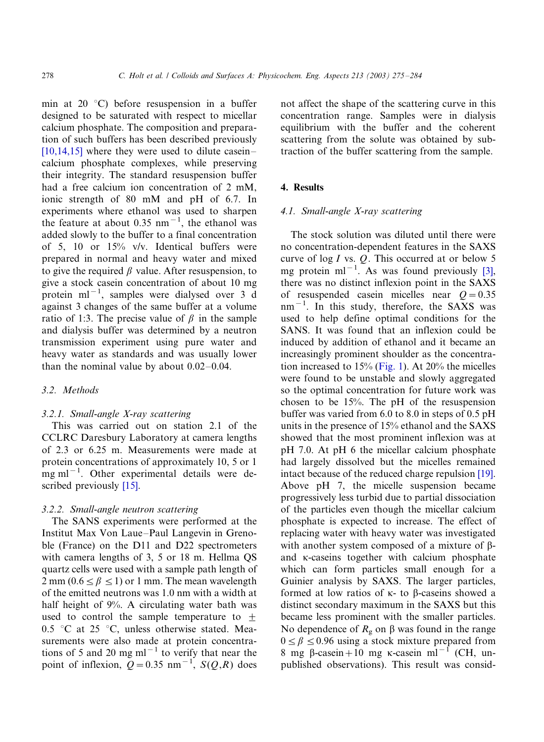min at 20 °C) before resuspension in a buffer designed to be saturated with respect to micellar calcium phosphate. The composition and preparation of such buffers has been described previously [10,14,15] where they were used to dilute casein–calcium phosphate complexes, while preserving their integrity. The standard resuspension buffer had a free calcium ion concentration of 2 mM, ionic strength of 80 mM and pH of 6.7. In experiments where ethanol was used to sharpen the feature at about 0.35 $nm^{-1}$, the ethanol was added slowly to the buffer to a final concentration of 5, 10 or 15% v/v. Identical buffers were prepared in normal and heavy water and mixed to give the required $\beta$ value. After resuspension, to give a stock casein concentration of about 10 mg protein $ml^{-1}$, samples were dialysed over 3 d against 3 changes of the same buffer at a volume ratio of 1:3. The precise value of $\beta$ in the sample and dialysis buffer was determined by a neutron transmission experiment using pure water and heavy water as standards and was usually lower than the nominal value by about 0.02–0.04.

### 3.2. Methods

#### 3.2.1. Small-angle X-ray scattering

This was carried out on station 2.1 of the CCLRC Daresbury Laboratory at camera lengths of 2.3 or 6.25 m. Measurements were made at protein concentrations of approximately 10, 5 or 1 mg $ml^{-1}$. Other experimental details were described previously [15].

#### 3.2.2. Small-angle neutron scattering

The SANS experiments were performed at the Institut Max Von Laue–Paul Langevin in Grenoble (France) on the D11 and D22 spectrometers with camera lengths of 3, 5 or 18 m. Hellma QS quartz cells were used with a sample path length of 2 mm ($0.6 \leq \beta \leq 1$) or 1 mm. The mean wavelength of the emitted neutrons was 1.0 nm with a width at half height of 9%. A circulating water bath was used to control the sample temperature to $\pm$ 0.5 °C at 25 °C, unless otherwise stated. Measurements were also made at protein concentrations of 5 and 20 mg $ml^{-1}$ to verify that near the point of inflexion, $Q = 0.35$ $nm^{-1}$, $S(Q,R)$ does not affect the shape of the scattering curve in this concentration range. Samples were in dialysis equilibrium with the buffer and the coherent scattering from the solute was obtained by subtraction of the buffer scattering from the sample.

## 4. Results

### 4.1. Small-angle X-ray scattering

The stock solution was diluted until there were no concentration-dependent features in the SAXS curve of log $I$ vs. $Q$. This occurred at or below 5 mg protein $ml^{-1}$. As was found previously [3], there was no distinct inflexion point in the SAXS of resuspended casein micelles near $Q = 0.35$ $nm^{-1}$. In this study, therefore, the SAXS was used to help define optimal conditions for the SANS. It was found that an inflexion could be induced by addition of ethanol and it became an increasingly prominent shoulder as the concentration increased to 15% (Fig. 1). At 20% the micelles were found to be unstable and slowly aggregated so the optimal concentration for future work was chosen to be 15%. The pH of the resuspension buffer was varied from 6.0 to 8.0 in steps of 0.5 pH units in the presence of 15% ethanol and the SAXS showed that the most prominent inflexion was at pH 7.0. At pH 6 the micellar calcium phosphate had largely dissolved but the micelles remained intact because of the reduced charge repulsion [19]. Above pH 7, the micelle suspension became progressively less turbid due to partial dissociation of the particles even though the micellar calcium phosphate is expected to increase. The effect of replacing water with heavy water was investigated with another system composed of a mixture of β- and κ-caseins together with calcium phosphate which can form particles small enough for a Guinier analysis by SAXS. The larger particles, formed at low ratios of κ- to β-caseins showed a distinct secondary maximum in the SAXS but this became less prominent with the smaller particles. No dependence of $R_g$ on β was found in the range $0 \leq \beta \leq 0.96$ using a stock mixture prepared from 8 mg β-casein + 10 mg κ-casein $ml^{-1}$ (CH, unpublished observations). This result was consid-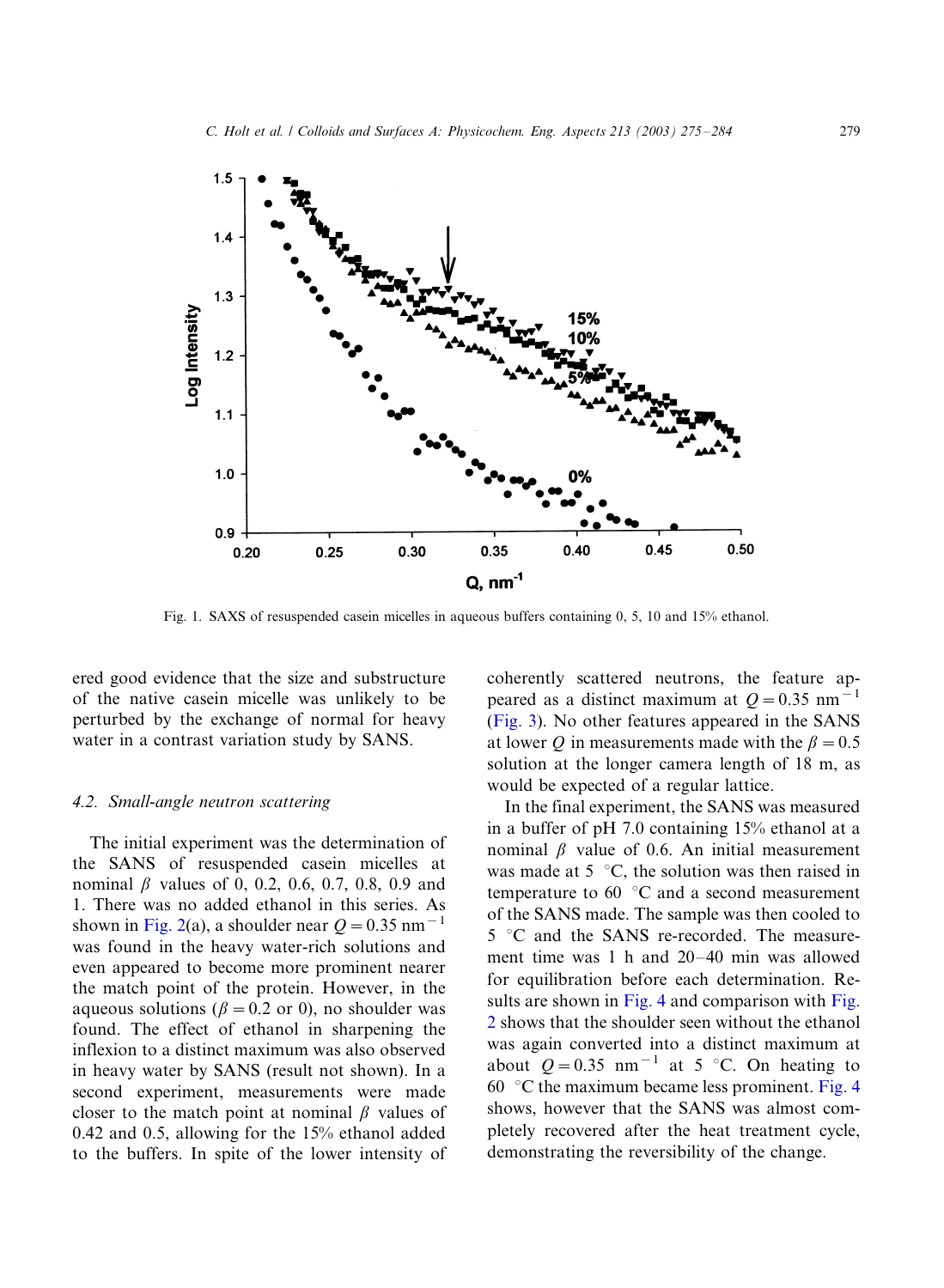Fig. 1. SAXS of resuspended casein micelles in aqueous buffers containing 0, 5, 10 and 15% ethanol.

ered good evidence that the size and substructure of the native casein micelle was unlikely to be perturbed by the exchange of normal for heavy water in a contrast variation study by SANS.

### 4.2. Small-angle neutron scattering

The initial experiment was the determination of the SANS of resuspended casein micelles at nominal $\beta$ values of 0, 0.2, 0.6, 0.7, 0.8, 0.9 and 1. There was no added ethanol in this series. As shown in Fig. 2(a), a shoulder near $Q = 0.35$ nm$^{-1}$ was found in the heavy water-rich solutions and even appeared to become more prominent nearer the match point of the protein. However, in the aqueous solutions ($\beta = 0.2$ or 0), no shoulder was found. The effect of ethanol in sharpening the inflexion to a distinct maximum was also observed in heavy water by SANS (result not shown). In a second experiment, measurements were made closer to the match point at nominal $\beta$ values of 0.42 and 0.5, allowing for the 15% ethanol added to the buffers. In spite of the lower intensity of coherently scattered neutrons, the feature appeared as a distinct maximum at $Q = 0.35$ nm$^{-1}$ (Fig. 3). No other features appeared in the SANS at lower $Q$ in measurements made with the $\beta = 0.5$ solution at the longer camera length of 18 m, as would be expected of a regular lattice.

In the final experiment, the SANS was measured in a buffer of pH 7.0 containing 15% ethanol at a nominal $\beta$ value of 0.6. An initial measurement was made at 5 °C, the solution was then raised in temperature to 60 °C and a second measurement of the SANS made. The sample was then cooled to 5 °C and the SANS re-recorded. The measurement time was 1 h and 20–40 min was allowed for equilibration before each determination. Results are shown in Fig. 4 and comparison with Fig. 2 shows that the shoulder seen without the ethanol was again converted into a distinct maximum at about $Q = 0.35$ nm$^{-1}$ at 5 °C. On heating to 60 °C the maximum became less prominent. Fig. 4 shows, however that the SANS was almost completely recovered after the heat treatment cycle, demonstrating the reversibility of the change.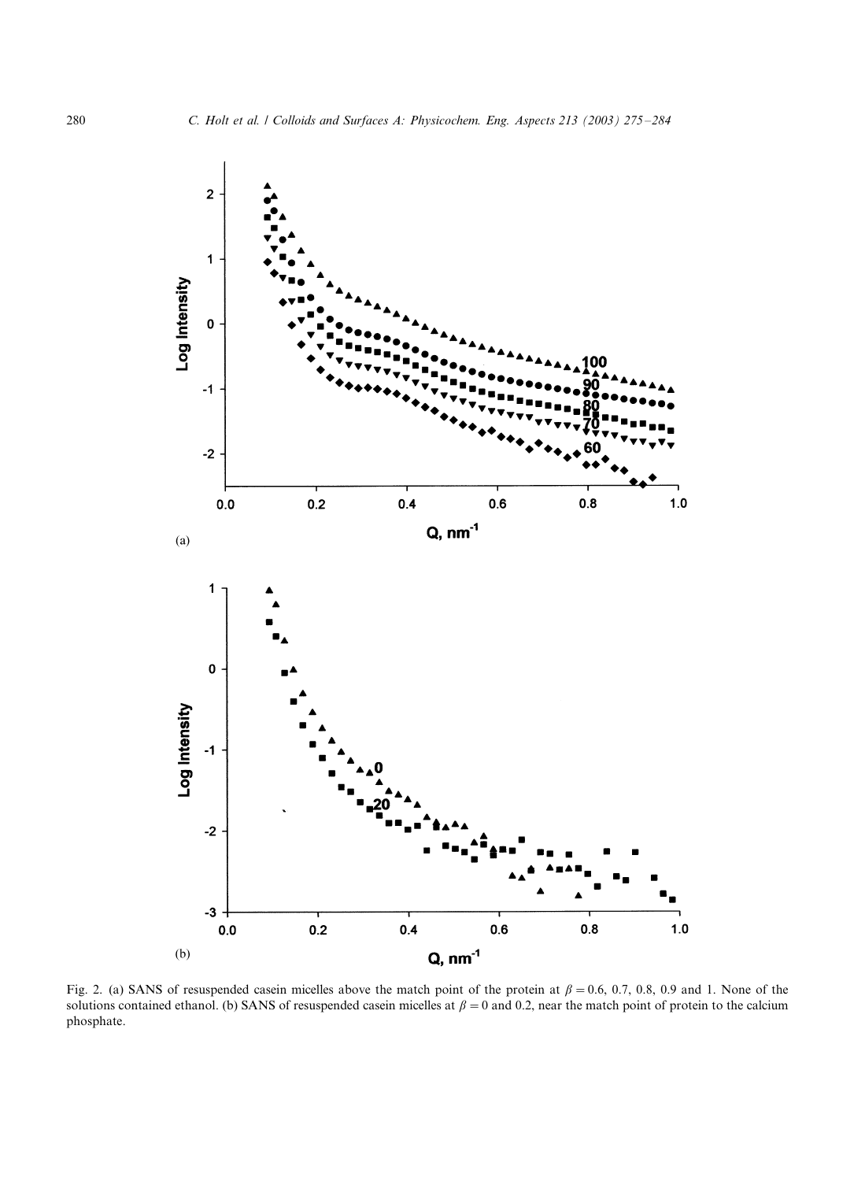Fig. 2. (a) SANS of resuspended casein micelles above the match point of the protein at $\beta = 0.6$, 0.7, 0.8, 0.9 and 1. None of the solutions contained ethanol. (b) SANS of resuspended casein micelles at $\beta = 0$ and 0.2, near the match point of protein to the calcium phosphate.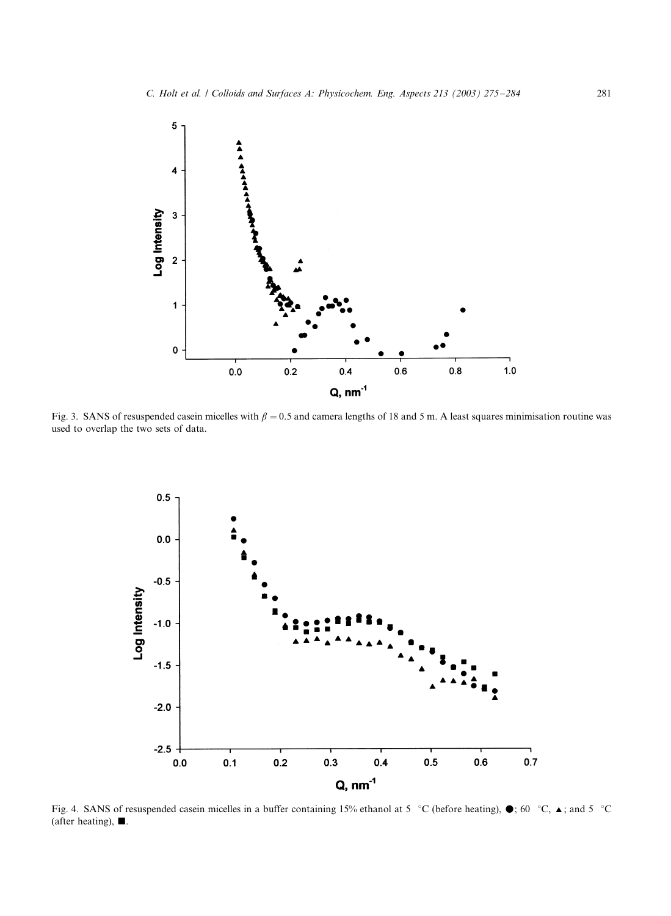Fig. 3. SANS of resuspended casein micelles with $\beta = 0.5$ and camera lengths of 18 and 5 m. A least squares minimisation routine was used to overlap the two sets of data.

Fig. 4. SANS of resuspended casein micelles in a buffer containing 15% ethanol at 5 °C (before heating), ●; 60 °C, ▲; and 5 °C (after heating), ■.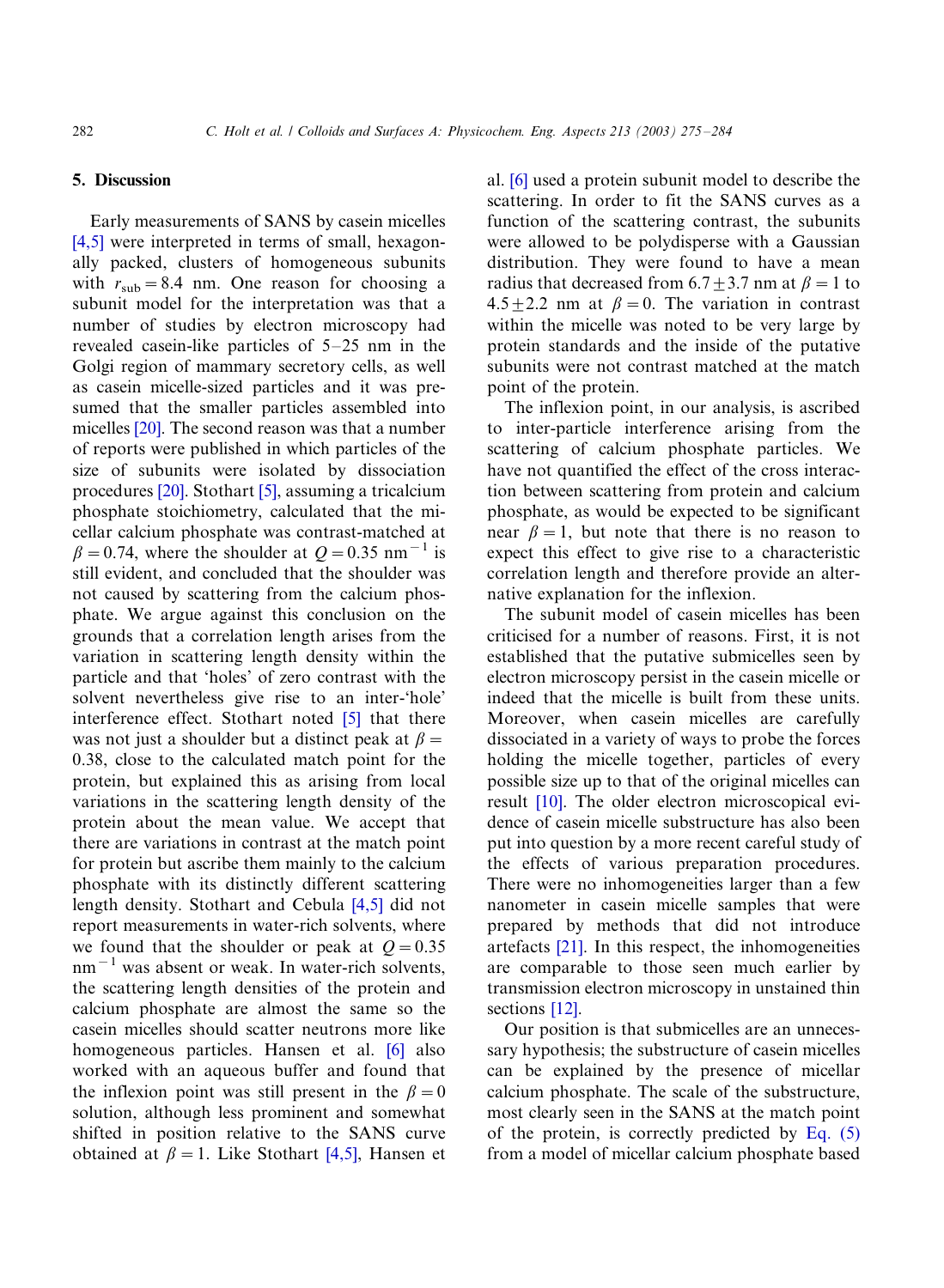## 5. Discussion

Early measurements of SANS by casein micelles [4,5] were interpreted in terms of small, hexagonally packed, clusters of homogeneous subunits with $r_{sub} = 8.4$ nm. One reason for choosing a subunit model for the interpretation was that a number of studies by electron microscopy had revealed casein-like particles of 5–25 nm in the Golgi region of mammary secretory cells, as well as casein micelle-sized particles and it was presumed that the smaller particles assembled into micelles [20]. The second reason was that a number of reports were published in which particles of the size of subunits were isolated by dissociation procedures [20]. Stothart [5], assuming a tricalcium phosphate stoichiometry, calculated that the micellar calcium phosphate was contrast-matched at $\beta = 0.74$, where the shoulder at $Q = 0.35$ nm$^{-1}$ is still evident, and concluded that the shoulder was not caused by scattering from the calcium phosphate. We argue against this conclusion on the grounds that a correlation length arises from the variation in scattering length density within the particle and that 'holes' of zero contrast with the solvent nevertheless give rise to an inter-'hole' interference effect. Stothart noted [5] that there was not just a shoulder but a distinct peak at $\beta = 0.38$, close to the calculated match point for the protein, but explained this as arising from local variations in the scattering length density of the protein about the mean value. We accept that there are variations in contrast at the match point for protein but ascribe them mainly to the calcium phosphate with its distinctly different scattering length density. Stothart and Cebula [4,5] did not report measurements in water-rich solvents, where we found that the shoulder or peak at $Q = 0.35$ nm$^{-1}$ was absent or weak. In water-rich solvents, the scattering length densities of the protein and calcium phosphate are almost the same so the casein micelles should scatter neutrons more like homogeneous particles. Hansen et al. [6] also worked with an aqueous buffer and found that the inflexion point was still present in the $\beta = 0$ solution, although less prominent and somewhat shifted in position relative to the SANS curve obtained at $\beta = 1$. Like Stothart [4,5], Hansen et al. [6] used a protein subunit model to describe the scattering. In order to fit the SANS curves as a function of the scattering contrast, the subunits were allowed to be polydisperse with a Gaussian distribution. They were found to have a mean radius that decreased from $6.7 \pm 3.7$ nm at $\beta = 1$ to $4.5 \pm 2.2$ nm at $\beta = 0$. The variation in contrast within the micelle was noted to be very large by protein standards and the inside of the putative subunits were not contrast matched at the match point of the protein.

The inflexion point, in our analysis, is ascribed to inter-particle interference arising from the scattering of calcium phosphate particles. We have not quantified the effect of the cross interaction between scattering from protein and calcium phosphate, as would be expected to be significant near $\beta = 1$, but note that there is no reason to expect this effect to give rise to a characteristic correlation length and therefore provide an alternative explanation for the inflexion.

The subunit model of casein micelles has been criticised for a number of reasons. First, it is not established that the putative submicelles seen by electron microscopy persist in the casein micelle or indeed that the micelle is built from these units. Moreover, when casein micelles are carefully dissociated in a variety of ways to probe the forces holding the micelle together, particles of every possible size up to that of the original micelles can result [10]. The older electron microscopical evidence of casein micelle substructure has also been put into question by a more recent careful study of the effects of various preparation procedures. There were no inhomogeneities larger than a few nanometer in casein micelle samples that were prepared by methods that did not introduce artefacts [21]. In this respect, the inhomogeneities are comparable to those seen much earlier by transmission electron microscopy in unstained thin sections [12].

Our position is that submicelles are an unnecessary hypothesis; the substructure of casein micelles can be explained by the presence of micellar calcium phosphate. The scale of the substructure, most clearly seen in the SANS at the match point of the protein, is correctly predicted by Eq. (5) from a model of micellar calcium phosphate based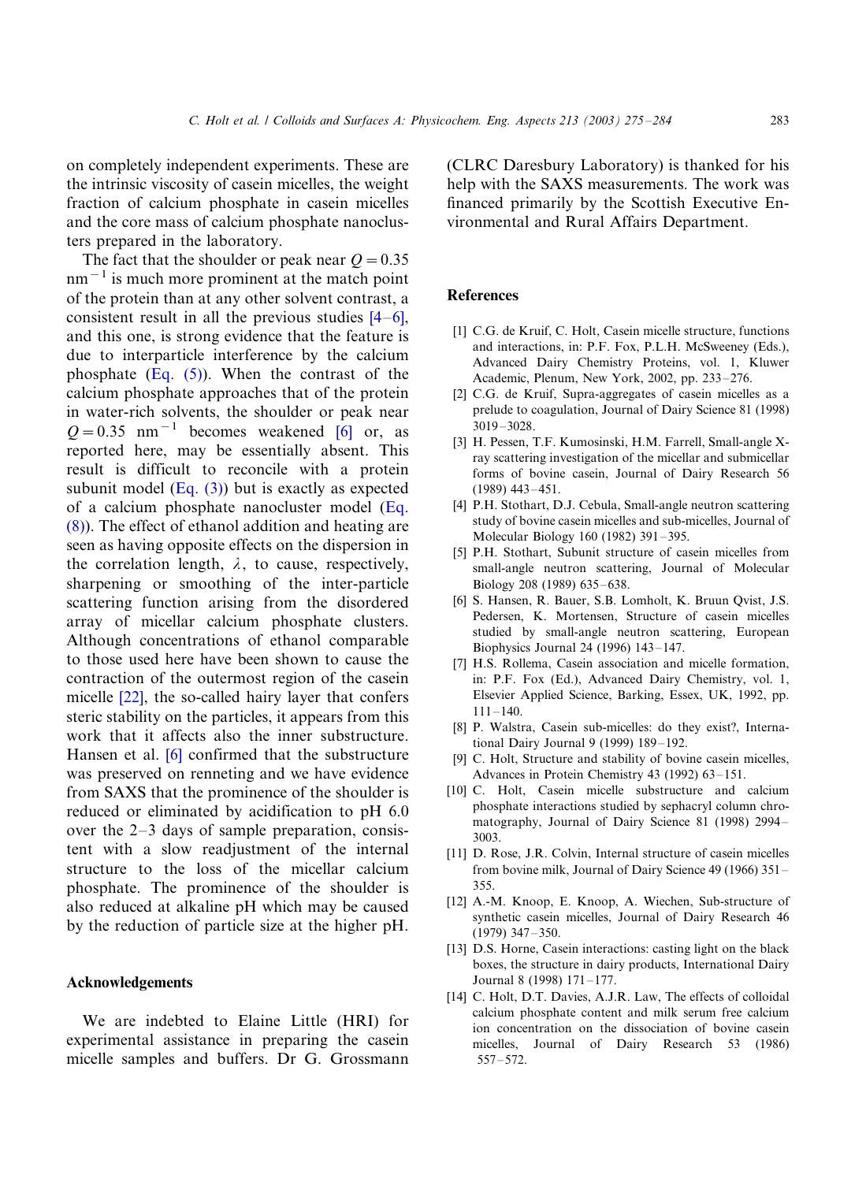on completely independent experiments. These are the intrinsic viscosity of casein micelles, the weight fraction of calcium phosphate in casein micelles and the core mass of calcium phosphate nanoclusters prepared in the laboratory.

The fact that the shoulder or peak near $Q = 0.35$ nm$^{-1}$ is much more prominent at the match point of the protein than at any other solvent contrast, a consistent result in all the previous studies [4–6], and this one, is strong evidence that the feature is due to interparticle interference by the calcium phosphate (Eq. (5)). When the contrast of the calcium phosphate approaches that of the protein in water-rich solvents, the shoulder or peak near $Q = 0.35$ nm$^{-1}$ becomes weakened [6] or, as reported here, may be essentially absent. This result is difficult to reconcile with a protein subunit model (Eq. (3)) but is exactly as expected of a calcium phosphate nanocluster model (Eq. (8)). The effect of ethanol addition and heating are seen as having opposite effects on the dispersion in the correlation length, $\lambda$, to cause, respectively, sharpening or smoothing of the inter-particle scattering function arising from the disordered array of micellar calcium phosphate clusters. Although concentrations of ethanol comparable to those used here have been shown to cause the contraction of the outermost region of the casein micelle [22], the so-called hairy layer that confers steric stability on the particles, it appears from this work that it affects also the inner substructure. Hansen et al. [6] confirmed that the substructure was preserved on renneting and we have evidence from SAXS that the prominence of the shoulder is reduced or eliminated by acidification to pH 6.0 over the 2–3 days of sample preparation, consistent with a slow readjustment of the internal structure to the loss of the micellar calcium phosphate. The prominence of the shoulder is also reduced at alkaline pH which may be caused by the reduction of particle size at the higher pH.

## Acknowledgements

We are indebted to Elaine Little (HRI) for experimental assistance in preparing the casein micelle samples and buffers. Dr G. Grossmann (CLRC Daresbury Laboratory) is thanked for his help with the SAXS measurements. The work was financed primarily by the Scottish Executive Environmental and Rural Affairs Department.

## References

[1] C.G. de Kruif, C. Holt, Casein micelle structure, functions and interactions, in: P.F. Fox, P.L.H. McSweeney (Eds.), Advanced Dairy Chemistry Proteins, vol. 1, Kluwer Academic, Plenum, New York, 2002, pp. 233–276.

[2] C.G. de Kruif, Supra-aggregates of casein micelles as a prelude to coagulation, Journal of Dairy Science 81 (1998) 3019–3028.

[3] H. Pessen, T.F. Kumosinski, H.M. Farrell, Small-angle X-ray scattering investigation of the micellar and submicellar forms of bovine casein, Journal of Dairy Research 56 (1989) 443–451.

[4] P.H. Stothart, D.J. Cebula, Small-angle neutron scattering study of bovine casein micelles and sub-micelles, Journal of Molecular Biology 160 (1982) 391–395.

[5] P.H. Stothart, Subunit structure of casein micelles from small-angle neutron scattering, Journal of Molecular Biology 208 (1989) 635–638.

[6] S. Hansen, R. Bauer, S.B. Lomholt, K. Bruun Qvist, J.S. Pedersen, K. Mortensen, Structure of casein micelles studied by small-angle neutron scattering, European Biophysics Journal 24 (1996) 143–147.

[7] H.S. Rollema, Casein association and micelle formation, in: P.F. Fox (Ed.), Advanced Dairy Chemistry, vol. 1, Elsevier Applied Science, Barking, Essex, UK, 1992, pp. 111–140.

[8] P. Walstra, Casein sub-micelles: do they exist?, International Dairy Journal 9 (1999) 189–192.

[9] C. Holt, Structure and stability of bovine casein micelles, Advances in Protein Chemistry 43 (1992) 63–151.

[10] C. Holt, Casein micelle substructure and calcium phosphate interactions studied by sephacryl column chromatography, Journal of Dairy Science 81 (1998) 2994–3003.

[11] D. Rose, J.R. Colvin, Internal structure of casein micelles from bovine milk, Journal of Dairy Science 49 (1966) 351–355.

[12] A.-M. Knoop, E. Knoop, A. Wiechen, Sub-structure of synthetic casein micelles, Journal of Dairy Research 46 (1979) 347–350.

[13] D.S. Horne, Casein interactions: casting light on the black boxes, the structure in dairy products, International Dairy Journal 8 (1998) 171–177.

[14] C. Holt, D.T. Davies, A.J.R. Law, The effects of colloidal calcium phosphate content and milk serum free calcium ion concentration on the dissociation of bovine casein micelles, Journal of Dairy Research 53 (1986) 557–572.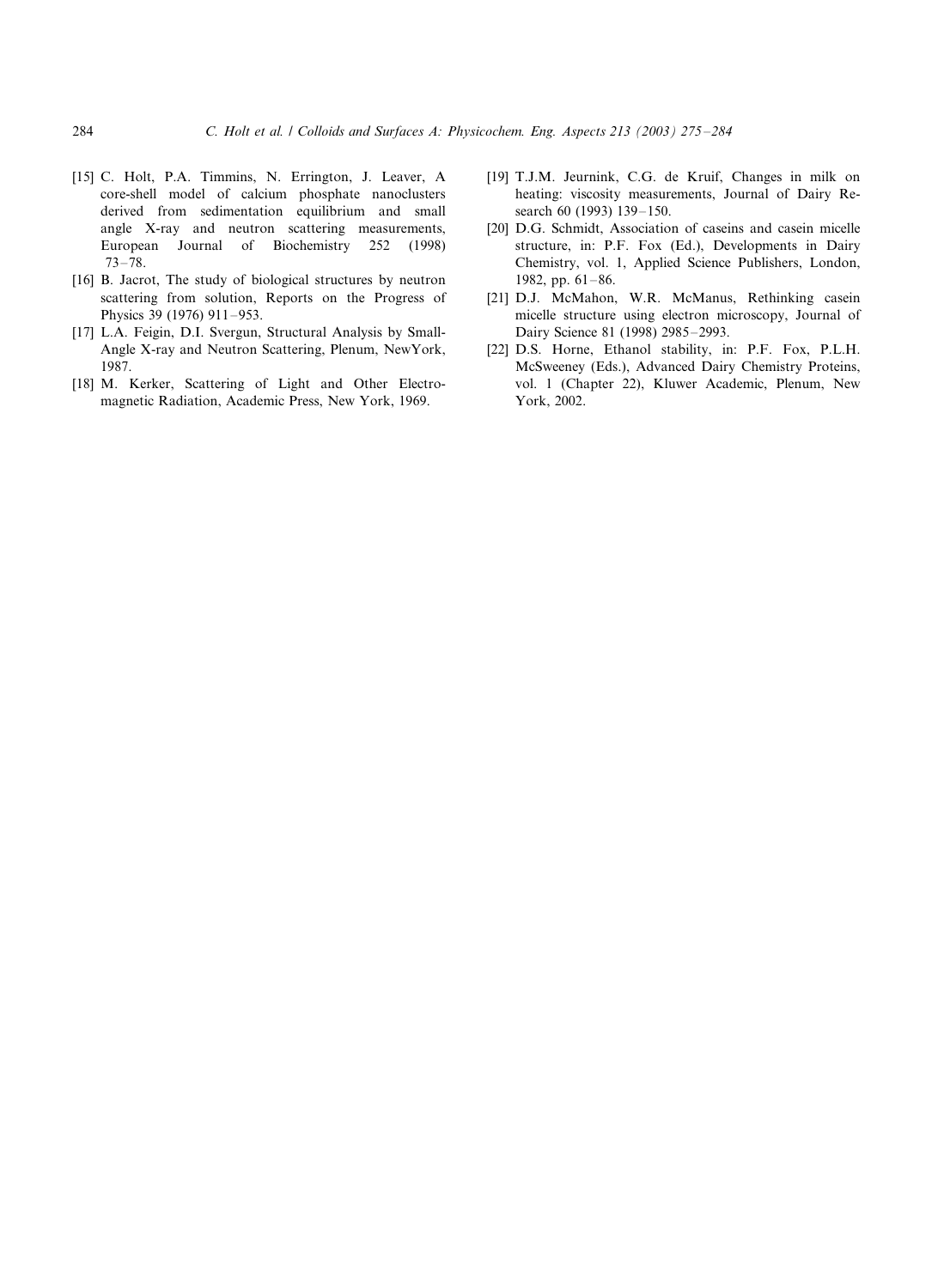[15] C. Holt, P.A. Timmins, N. Errington, J. Leaver, A core-shell model of calcium phosphate nanoclusters derived from sedimentation equilibrium and small angle X-ray and neutron scattering measurements, European Journal of Biochemistry 252 (1998) 73–78.

[16] B. Jacrot, The study of biological structures by neutron scattering from solution, Reports on the Progress of Physics 39 (1976) 911–953.

[17] L.A. Feigin, D.I. Svergun, Structural Analysis by Small-Angle X-ray and Neutron Scattering, Plenum, NewYork, 1987.

[18] M. Kerker, Scattering of Light and Other Electromagnetic Radiation, Academic Press, New York, 1969.

[19] T.J.M. Jeurnink, C.G. de Kruif, Changes in milk on heating: viscosity measurements, Journal of Dairy Research 60 (1993) 139–150.

[20] D.G. Schmidt, Association of caseins and casein micelle structure, in: P.F. Fox (Ed.), Developments in Dairy Chemistry, vol. 1, Applied Science Publishers, London, 1982, pp. 61–86.

[21] D.J. McMahon, W.R. McManus, Rethinking casein micelle structure using electron microscopy, Journal of Dairy Science 81 (1998) 2985–2993.

[22] D.S. Horne, Ethanol stability, in: P.F. Fox, P.L.H. McSweeney (Eds.), Advanced Dairy Chemistry Proteins, vol. 1 (Chapter 22), Kluwer Academic, Plenum, New York, 2002.